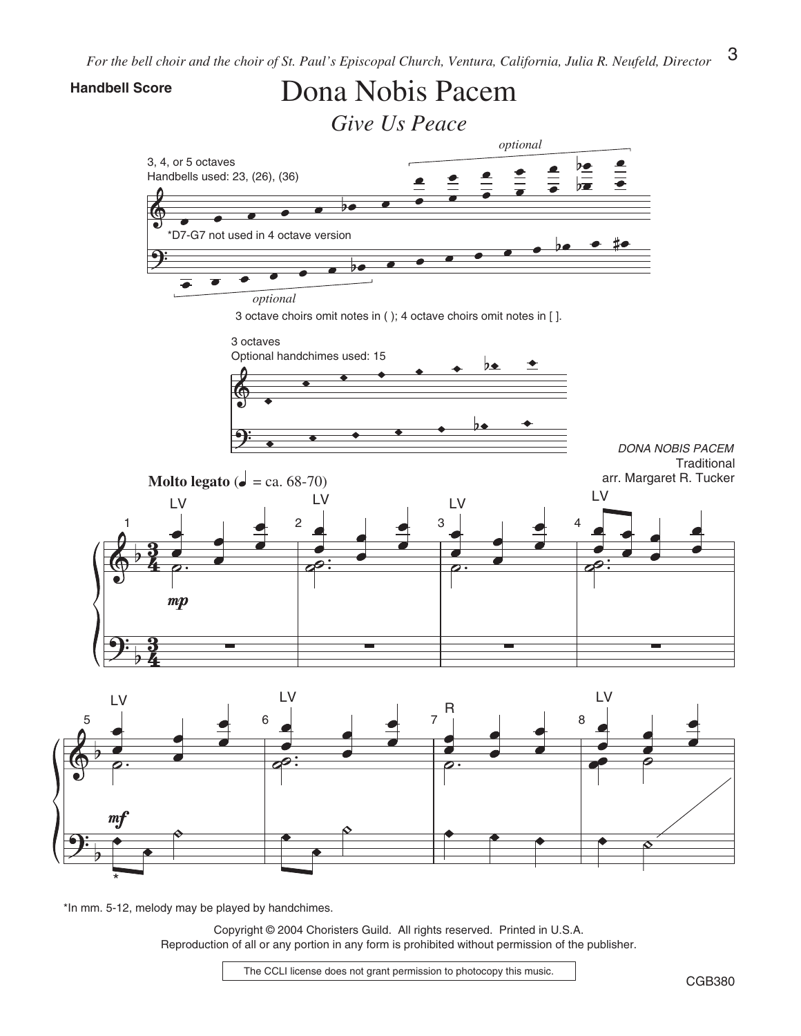*For the bell choir and the choir of St. Paul's Episcopal Church, Ventura, California, Julia R. Neufeld, Director*

**Handbell Score**

# Dona Nobis Pacem

*Give Us Peace*

3, 4, or 5 octaves
Handbells used: 23, (26), (36)

*D7-G7 not used in 4 octave version

*optional*

*optional*

3 octave choirs omit notes in ( ); 4 octave choirs omit notes in [ ].

3 octaves
Optional handchimes used: 15

*DONA NOBIS PACEM*
Traditional
arr. Margaret R. Tucker

**Molto legato** (♩ = ca. 68-70)

*In mm. 5-12, melody may be played by handchimes.

Copyright © 2004 Choristers Guild. All rights reserved. Printed in U.S.A.
Reproduction of all or any portion in any form is prohibited without permission of the publisher.

The CCLI license does not grant permission to photocopy this music.

CGB380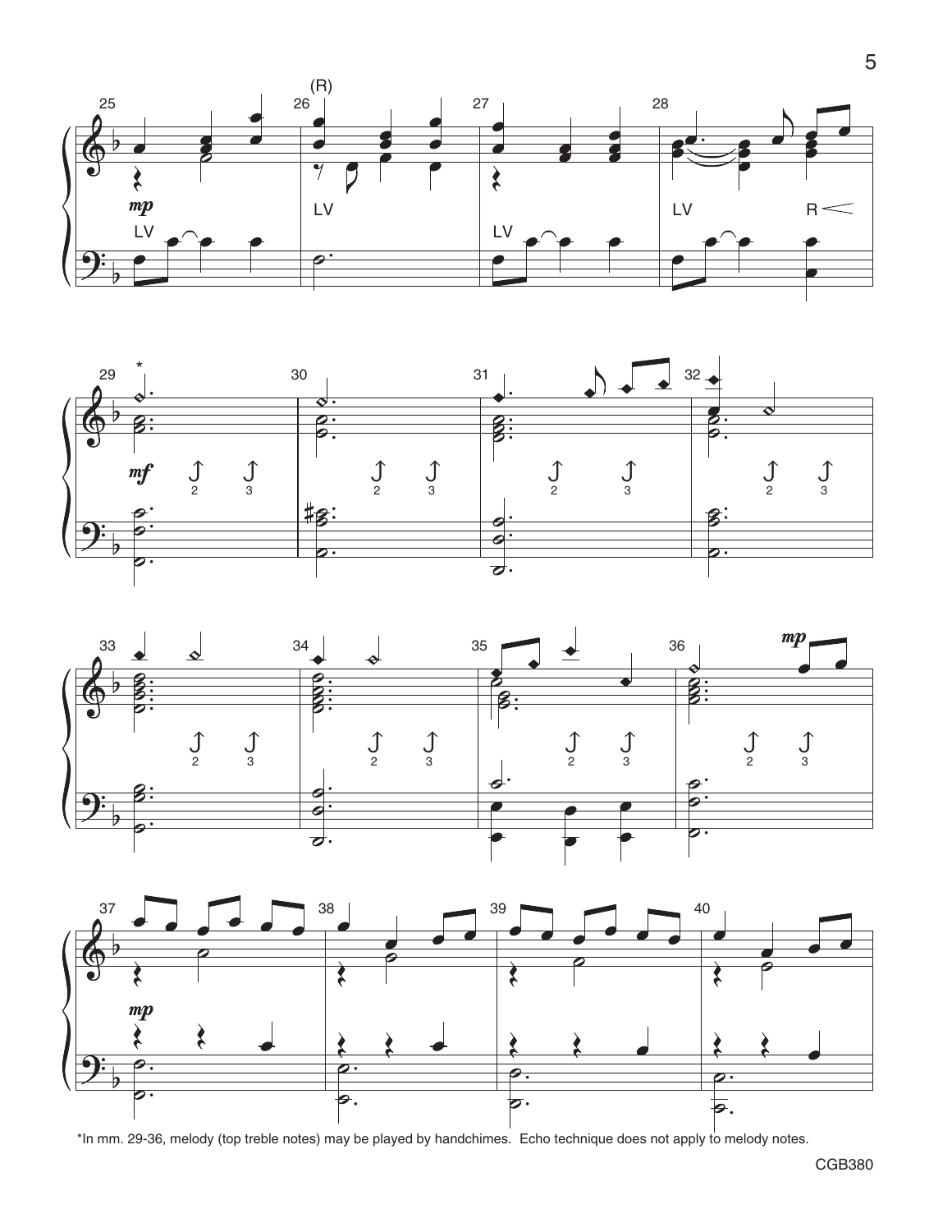*In mm. 29-36, melody (top treble notes) may be played by handchimes. Echo technique does not apply to melody notes.

CGB380